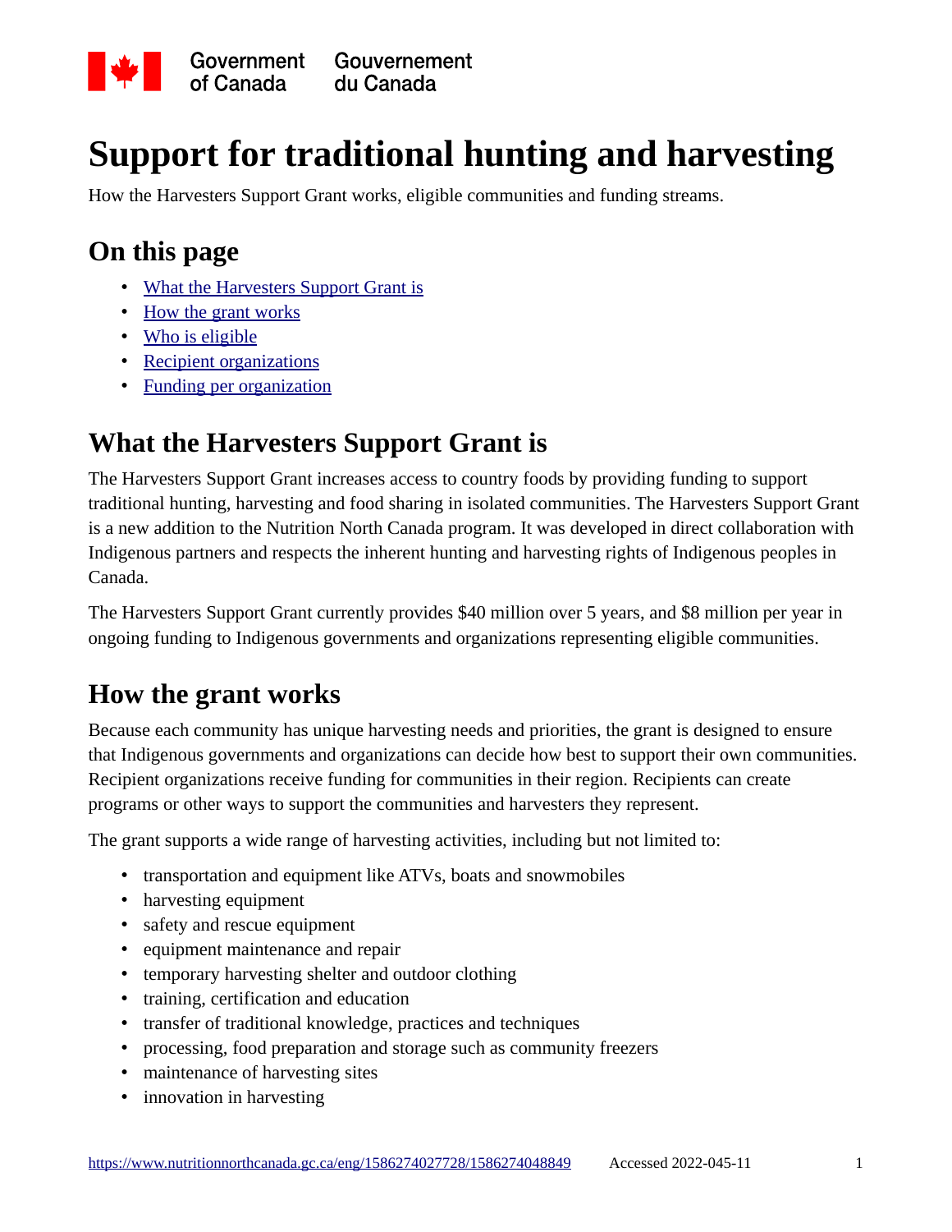Government of Canada / Gouvernement du Canada

# Support for traditional hunting and harvesting

How the Harvesters Support Grant works, eligible communities and funding streams.

## On this page

- What the Harvesters Support Grant is
- How the grant works
- Who is eligible
- Recipient organizations
- Funding per organization

## What the Harvesters Support Grant is

The Harvesters Support Grant increases access to country foods by providing funding to support traditional hunting, harvesting and food sharing in isolated communities. The Harvesters Support Grant is a new addition to the Nutrition North Canada program. It was developed in direct collaboration with Indigenous partners and respects the inherent hunting and harvesting rights of Indigenous peoples in Canada.

The Harvesters Support Grant currently provides $40 million over 5 years, and $8 million per year in ongoing funding to Indigenous governments and organizations representing eligible communities.

## How the grant works

Because each community has unique harvesting needs and priorities, the grant is designed to ensure that Indigenous governments and organizations can decide how best to support their own communities. Recipient organizations receive funding for communities in their region. Recipients can create programs or other ways to support the communities and harvesters they represent.

The grant supports a wide range of harvesting activities, including but not limited to:

- transportation and equipment like ATVs, boats and snowmobiles
- harvesting equipment
- safety and rescue equipment
- equipment maintenance and repair
- temporary harvesting shelter and outdoor clothing
- training, certification and education
- transfer of traditional knowledge, practices and techniques
- processing, food preparation and storage such as community freezers
- maintenance of harvesting sites
- innovation in harvesting

https://www.nutritionnorthcanada.gc.ca/eng/1586274027728/1586274048849 Accessed 2022-045-11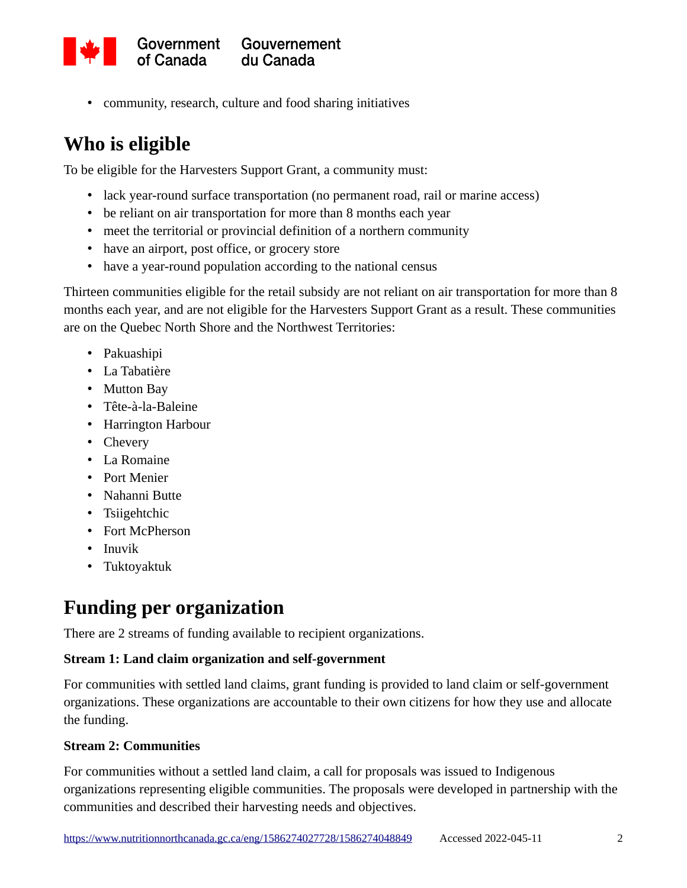- community, research, culture and food sharing initiatives

## Who is eligible

To be eligible for the Harvesters Support Grant, a community must:

- lack year-round surface transportation (no permanent road, rail or marine access)
- be reliant on air transportation for more than 8 months each year
- meet the territorial or provincial definition of a northern community
- have an airport, post office, or grocery store
- have a year-round population according to the national census

Thirteen communities eligible for the retail subsidy are not reliant on air transportation for more than 8 months each year, and are not eligible for the Harvesters Support Grant as a result. These communities are on the Quebec North Shore and the Northwest Territories:

- Pakuashipi
- La Tabatière
- Mutton Bay
- Tête-à-la-Baleine
- Harrington Harbour
- Chevery
- La Romaine
- Port Menier
- Nahanni Butte
- Tsiigehtchic
- Fort McPherson
- Inuvik
- Tuktoyaktuk

## Funding per organization

There are 2 streams of funding available to recipient organizations.

**Stream 1: Land claim organization and self-government**

For communities with settled land claims, grant funding is provided to land claim or self-government organizations. These organizations are accountable to their own citizens for how they use and allocate the funding.

**Stream 2: Communities**

For communities without a settled land claim, a call for proposals was issued to Indigenous organizations representing eligible communities. The proposals were developed in partnership with the communities and described their harvesting needs and objectives.